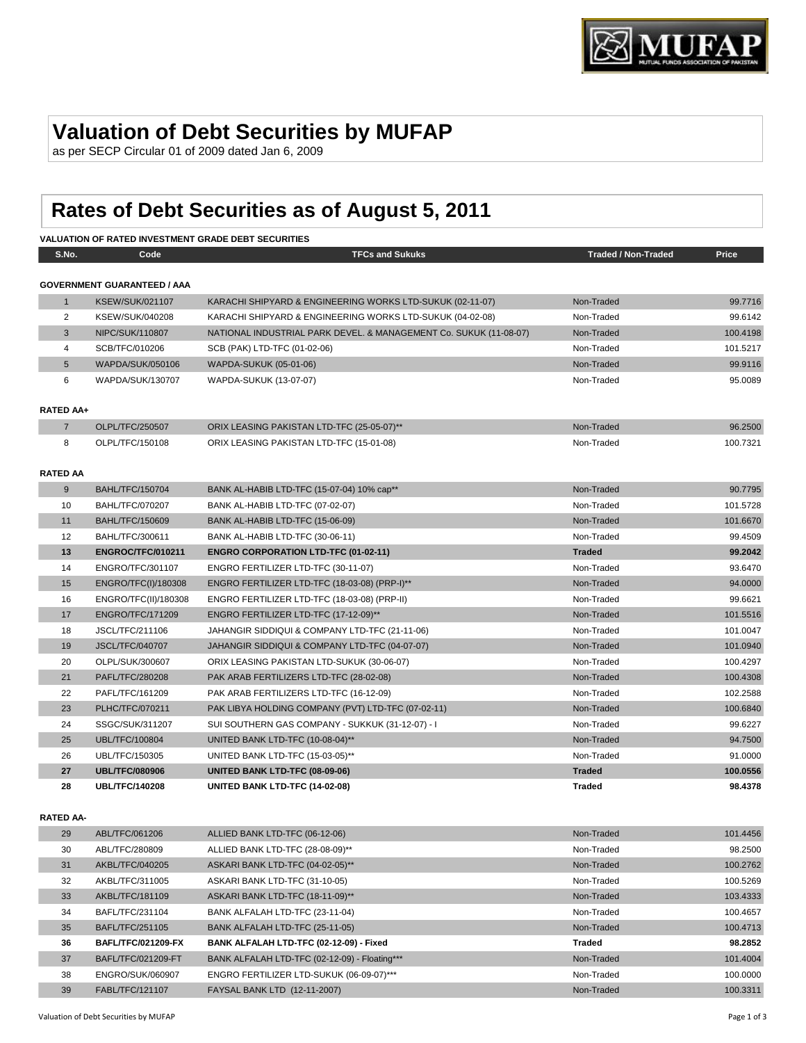# Valuation of Debt Securities by MUFAP

as per SECP Circular 01 of 2009 dated Jan 6, 2009

# Rates of Debt Securities as of August 5, 2011

**VALUATION OF RATED INVESTMENT GRADE DEBT SECURITIES**

| S.No. | Code | TFCs and Sukuks | Traded / Non-Traded | Price |
|---|---|---|---|---|
| **GOVERNMENT GUARANTEED / AAA** | | | | |
| 1 | KSEW/SUK/021107 | KARACHI SHIPYARD & ENGINEERING WORKS LTD-SUKUK (02-11-07) | Non-Traded | 99.7716 |
| 2 | KSEW/SUK/040208 | KARACHI SHIPYARD & ENGINEERING WORKS LTD-SUKUK (04-02-08) | Non-Traded | 99.6142 |
| 3 | NIPC/SUK/110807 | NATIONAL INDUSTRIAL PARK DEVEL. & MANAGEMENT Co. SUKUK (11-08-07) | Non-Traded | 100.4198 |
| 4 | SCB/TFC/010206 | SCB (PAK) LTD-TFC (01-02-06) | Non-Traded | 101.5217 |
| 5 | WAPDA/SUK/050106 | WAPDA-SUKUK (05-01-06) | Non-Traded | 99.9116 |
| 6 | WAPDA/SUK/130707 | WAPDA-SUKUK (13-07-07) | Non-Traded | 95.0089 |
| **RATED AA+** | | | | |
| 7 | OLPL/TFC/250507 | ORIX LEASING PAKISTAN LTD-TFC (25-05-07)** | Non-Traded | 96.2500 |
| 8 | OLPL/TFC/150108 | ORIX LEASING PAKISTAN LTD-TFC (15-01-08) | Non-Traded | 100.7321 |
| **RATED AA** | | | | |
| 9 | BAHL/TFC/150704 | BANK AL-HABIB LTD-TFC (15-07-04) 10% cap** | Non-Traded | 90.7795 |
| 10 | BAHL/TFC/070207 | BANK AL-HABIB LTD-TFC (07-02-07) | Non-Traded | 101.5728 |
| 11 | BAHL/TFC/150609 | BANK AL-HABIB LTD-TFC (15-06-09) | Non-Traded | 101.6670 |
| 12 | BAHL/TFC/300611 | BANK AL-HABIB LTD-TFC (30-06-11) | Non-Traded | 99.4509 |
| **13** | **ENGROC/TFC/010211** | **ENGRO CORPORATION LTD-TFC (01-02-11)** | **Traded** | **99.2042** |
| 14 | ENGRO/TFC/301107 | ENGRO FERTILIZER LTD-TFC (30-11-07) | Non-Traded | 93.6470 |
| 15 | ENGRO/TFC(I)/180308 | ENGRO FERTILIZER LTD-TFC (18-03-08) (PRP-I)** | Non-Traded | 94.0000 |
| 16 | ENGRO/TFC(II)/180308 | ENGRO FERTILIZER LTD-TFC (18-03-08) (PRP-II) | Non-Traded | 99.6621 |
| 17 | ENGRO/TFC/171209 | ENGRO FERTILIZER LTD-TFC (17-12-09)** | Non-Traded | 101.5516 |
| 18 | JSCL/TFC/211106 | JAHANGIR SIDDIQUI & COMPANY LTD-TFC (21-11-06) | Non-Traded | 101.0047 |
| 19 | JSCL/TFC/040707 | JAHANGIR SIDDIQUI & COMPANY LTD-TFC (04-07-07) | Non-Traded | 101.0940 |
| 20 | OLPL/SUK/300607 | ORIX LEASING PAKISTAN LTD-SUKUK (30-06-07) | Non-Traded | 100.4297 |
| 21 | PAFL/TFC/280208 | PAK ARAB FERTILIZERS LTD-TFC (28-02-08) | Non-Traded | 100.4308 |
| 22 | PAFL/TFC/161209 | PAK ARAB FERTILIZERS LTD-TFC (16-12-09) | Non-Traded | 102.2588 |
| 23 | PLHC/TFC/070211 | PAK LIBYA HOLDING COMPANY (PVT) LTD-TFC (07-02-11) | Non-Traded | 100.6840 |
| 24 | SSGC/SUK/311207 | SUI SOUTHERN GAS COMPANY - SUKKUK (31-12-07) - I | Non-Traded | 99.6227 |
| 25 | UBL/TFC/100804 | UNITED BANK LTD-TFC (10-08-04)** | Non-Traded | 94.7500 |
| 26 | UBL/TFC/150305 | UNITED BANK LTD-TFC (15-03-05)** | Non-Traded | 91.0000 |
| **27** | **UBL/TFC/080906** | **UNITED BANK LTD-TFC (08-09-06)** | **Traded** | **100.0556** |
| **28** | **UBL/TFC/140208** | **UNITED BANK LTD-TFC (14-02-08)** | **Traded** | **98.4378** |
| **RATED AA-** | | | | |
| 29 | ABL/TFC/061206 | ALLIED BANK LTD-TFC (06-12-06) | Non-Traded | 101.4456 |
| 30 | ABL/TFC/280809 | ALLIED BANK LTD-TFC (28-08-09)** | Non-Traded | 98.2500 |
| 31 | AKBL/TFC/040205 | ASKARI BANK LTD-TFC (04-02-05)** | Non-Traded | 100.2762 |
| 32 | AKBL/TFC/311005 | ASKARI BANK LTD-TFC (31-10-05) | Non-Traded | 100.5269 |
| 33 | AKBL/TFC/181109 | ASKARI BANK LTD-TFC (18-11-09)** | Non-Traded | 103.4333 |
| 34 | BAFL/TFC/231104 | BANK ALFALAH LTD-TFC (23-11-04) | Non-Traded | 100.4657 |
| 35 | BAFL/TFC/251105 | BANK ALFALAH LTD-TFC (25-11-05) | Non-Traded | 100.4713 |
| **36** | **BAFL/TFC/021209-FX** | **BANK ALFALAH LTD-TFC (02-12-09) - Fixed** | **Traded** | **98.2852** |
| 37 | BAFL/TFC/021209-FT | BANK ALFALAH LTD-TFC (02-12-09) - Floating*** | Non-Traded | 101.4004 |
| 38 | ENGRO/SUK/060907 | ENGRO FERTILIZER LTD-SUKUK (06-09-07)*** | Non-Traded | 100.0000 |
| 39 | FABL/TFC/121107 | FAYSAL BANK LTD (12-11-2007) | Non-Traded | 100.3311 |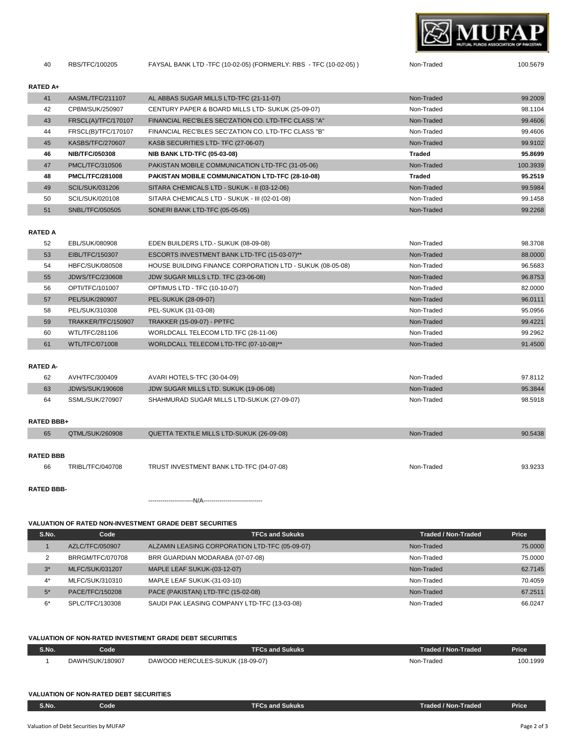| S.No. | Code | TFCs and Sukuks | Traded / Non-Traded | Price |
|---|---|---|---|---|
| 40 | RBS/TFC/100205 | FAYSAL BANK LTD -TFC (10-02-05) (FORMERLY: RBS - TFC (10-02-05) ) | Non-Traded | 100.5679 |

**RATED A+**

| S.No. | Code | TFCs and Sukuks | Traded / Non-Traded | Price |
|---|---|---|---|---|
| 41 | AASML/TFC/211107 | AL ABBAS SUGAR MILLS LTD-TFC (21-11-07) | Non-Traded | 99.2009 |
| 42 | CPBM/SUK/250907 | CENTURY PAPER & BOARD MILLS LTD- SUKUK (25-09-07) | Non-Traded | 98.1104 |
| 43 | FRSCL(A)/TFC/170107 | FINANCIAL REC'BLES SEC'ZATION CO. LTD-TFC CLASS "A" | Non-Traded | 99.4606 |
| 44 | FRSCL(B)/TFC/170107 | FINANCIAL REC'BLES SEC'ZATION CO. LTD-TFC CLASS "B" | Non-Traded | 99.4606 |
| 45 | KASBS/TFC/270607 | KASB SECURITIES LTD- TFC (27-06-07) | Non-Traded | 99.9102 |
| **46** | **NIB/TFC/050308** | **NIB BANK LTD-TFC (05-03-08)** | **Traded** | **95.8699** |
| 47 | PMCL/TFC/310506 | PAKISTAN MOBILE COMMUNICATION LTD-TFC (31-05-06) | Non-Traded | 100.3939 |
| **48** | **PMCL/TFC/281008** | **PAKISTAN MOBILE COMMUNICATION LTD-TFC (28-10-08)** | **Traded** | **95.2519** |
| 49 | SCIL/SUK/031206 | SITARA CHEMICALS LTD - SUKUK - II (03-12-06) | Non-Traded | 99.5984 |
| 50 | SCIL/SUK/020108 | SITARA CHEMICALS LTD - SUKUK - III (02-01-08) | Non-Traded | 99.1458 |
| 51 | SNBL/TFC/050505 | SONERI BANK LTD-TFC (05-05-05) | Non-Traded | 99.2268 |

**RATED A**

| S.No. | Code | TFCs and Sukuks | Traded / Non-Traded | Price |
|---|---|---|---|---|
| 52 | EBL/SUK/080908 | EDEN BUILDERS LTD.- SUKUK (08-09-08) | Non-Traded | 98.3708 |
| 53 | EIBL/TFC/150307 | ESCORTS INVESTMENT BANK LTD-TFC (15-03-07)** | Non-Traded | 88.0000 |
| 54 | HBFC/SUK/080508 | HOUSE BUILDING FINANCE CORPORATION LTD - SUKUK (08-05-08) | Non-Traded | 96.5683 |
| 55 | JDWS/TFC/230608 | JDW SUGAR MILLS LTD. TFC (23-06-08) | Non-Traded | 96.8753 |
| 56 | OPTI/TFC/101007 | OPTIMUS LTD - TFC (10-10-07) | Non-Traded | 82.0000 |
| 57 | PEL/SUK/280907 | PEL-SUKUK (28-09-07) | Non-Traded | 96.0111 |
| 58 | PEL/SUK/310308 | PEL-SUKUK (31-03-08) | Non-Traded | 95.0956 |
| 59 | TRAKKER/TFC/150907 | TRAKKER (15-09-07) - PPTFC | Non-Traded | 99.4221 |
| 60 | WTL/TFC/281106 | WORLDCALL TELECOM LTD.TFC (28-11-06) | Non-Traded | 99.2962 |
| 61 | WTL/TFC/071008 | WORLDCALL TELECOM LTD-TFC (07-10-08)** | Non-Traded | 91.4500 |

**RATED A-**

| S.No. | Code | TFCs and Sukuks | Traded / Non-Traded | Price |
|---|---|---|---|---|
| 62 | AVH/TFC/300409 | AVARI HOTELS-TFC (30-04-09) | Non-Traded | 97.8112 |
| 63 | JDWS/SUK/190608 | JDW SUGAR MILLS LTD. SUKUK (19-06-08) | Non-Traded | 95.3844 |
| 64 | SSML/SUK/270907 | SHAHMURAD SUGAR MILLS LTD-SUKUK (27-09-07) | Non-Traded | 98.5918 |

**RATED BBB+**

| S.No. | Code | TFCs and Sukuks | Traded / Non-Traded | Price |
|---|---|---|---|---|
| 65 | QTML/SUK/260908 | QUETTA TEXTILE MILLS LTD-SUKUK (26-09-08) | Non-Traded | 90.5438 |

**RATED BBB**

| S.No. | Code | TFCs and Sukuks | Traded / Non-Traded | Price |
|---|---|---|---|---|
| 66 | TRIBL/TFC/040708 | TRUST INVESTMENT BANK LTD-TFC (04-07-08) | Non-Traded | 93.9233 |

**RATED BBB-**

----------------------N/A-----------------------------

### VALUATION OF RATED NON-INVESTMENT GRADE DEBT SECURITIES

| S.No. | Code | TFCs and Sukuks | Traded / Non-Traded | Price |
|---|---|---|---|---|
| 1 | AZLC/TFC/050907 | ALZAMIN LEASING CORPORATION LTD-TFC (05-09-07) | Non-Traded | 75.0000 |
| 2 | BRRGM/TFC/070708 | BRR GUARDIAN MODARABA (07-07-08) | Non-Traded | 75.0000 |
| 3* | MLFC/SUK/031207 | MAPLE LEAF SUKUK-(03-12-07) | Non-Traded | 62.7145 |
| 4* | MLFC/SUK/310310 | MAPLE LEAF SUKUK-(31-03-10) | Non-Traded | 70.4059 |
| 5* | PACE/TFC/150208 | PACE (PAKISTAN) LTD-TFC (15-02-08) | Non-Traded | 67.2511 |
| 6* | SPLC/TFC/130308 | SAUDI PAK LEASING COMPANY LTD-TFC (13-03-08) | Non-Traded | 66.0247 |

### VALUATION OF NON-RATED INVESTMENT GRADE DEBT SECURITIES

| S.No. | Code | TFCs and Sukuks | Traded / Non-Traded | Price |
|---|---|---|---|---|
| 1 | DAWH/SUK/180907 | DAWOOD HERCULES-SUKUK (18-09-07) | Non-Traded | 100.1999 |

### VALUATION OF NON-RATED DEBT SECURITIES

| S.No. | Code | TFCs and Sukuks | Traded / Non-Traded | Price |
|---|---|---|---|---|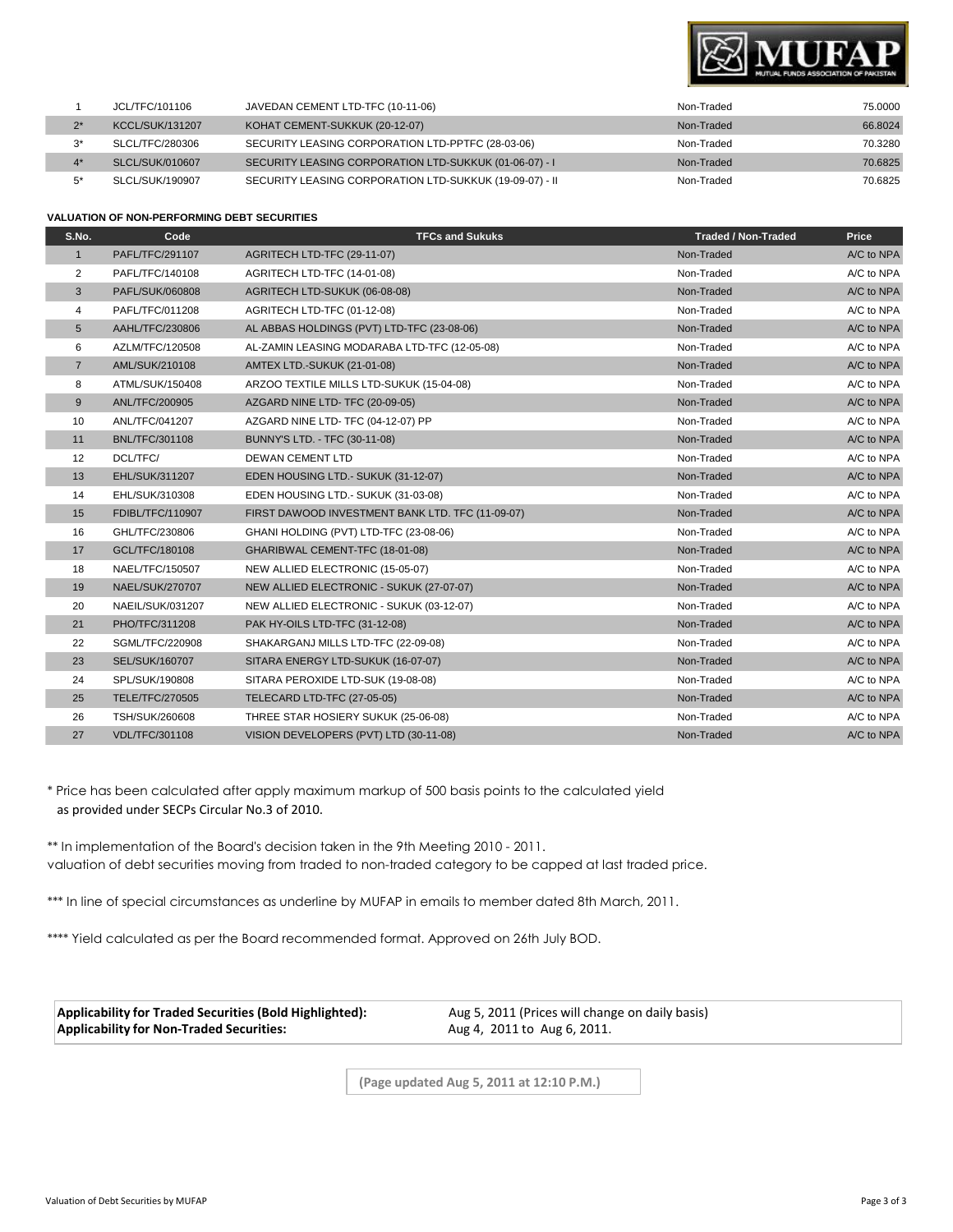| | | | | |
|---|---|---|---|---|
| 1 | JCL/TFC/101106 | JAVEDAN CEMENT LTD-TFC (10-11-06) | Non-Traded | 75.0000 |
| 2* | KCCL/SUK/131207 | KOHAT CEMENT-SUKKUK (20-12-07) | Non-Traded | 66.8024 |
| 3* | SLCL/TFC/280306 | SECURITY LEASING CORPORATION LTD-PPTFC (28-03-06) | Non-Traded | 70.3280 |
| 4* | SLCL/SUK/010607 | SECURITY LEASING CORPORATION LTD-SUKKUK (01-06-07) - I | Non-Traded | 70.6825 |
| 5* | SLCL/SUK/190907 | SECURITY LEASING CORPORATION LTD-SUKKUK (19-09-07) - II | Non-Traded | 70.6825 |

**VALUATION OF NON-PERFORMING DEBT SECURITIES**

| S.No. | Code | TFCs and Sukuks | Traded / Non-Traded | Price |
|---|---|---|---|---|
| 1 | PAFL/TFC/291107 | AGRITECH LTD-TFC (29-11-07) | Non-Traded | A/C to NPA |
| 2 | PAFL/TFC/140108 | AGRITECH LTD-TFC (14-01-08) | Non-Traded | A/C to NPA |
| 3 | PAFL/SUK/060808 | AGRITECH LTD-SUKUK (06-08-08) | Non-Traded | A/C to NPA |
| 4 | PAFL/TFC/011208 | AGRITECH LTD-TFC (01-12-08) | Non-Traded | A/C to NPA |
| 5 | AAHL/TFC/230806 | AL ABBAS HOLDINGS (PVT) LTD-TFC (23-08-06) | Non-Traded | A/C to NPA |
| 6 | AZLM/TFC/120508 | AL-ZAMIN LEASING MODARABA LTD-TFC (12-05-08) | Non-Traded | A/C to NPA |
| 7 | AML/SUK/210108 | AMTEX LTD.-SUKUK (21-01-08) | Non-Traded | A/C to NPA |
| 8 | ATML/SUK/150408 | ARZOO TEXTILE MILLS LTD-SUKUK (15-04-08) | Non-Traded | A/C to NPA |
| 9 | ANL/TFC/200905 | AZGARD NINE LTD- TFC (20-09-05) | Non-Traded | A/C to NPA |
| 10 | ANL/TFC/041207 | AZGARD NINE LTD- TFC (04-12-07) PP | Non-Traded | A/C to NPA |
| 11 | BNL/TFC/301108 | BUNNY'S LTD. - TFC (30-11-08) | Non-Traded | A/C to NPA |
| 12 | DCL/TFC/ | DEWAN CEMENT LTD | Non-Traded | A/C to NPA |
| 13 | EHL/SUK/311207 | EDEN HOUSING LTD.- SUKUK (31-12-07) | Non-Traded | A/C to NPA |
| 14 | EHL/SUK/310308 | EDEN HOUSING LTD.- SUKUK (31-03-08) | Non-Traded | A/C to NPA |
| 15 | FDIBL/TFC/110907 | FIRST DAWOOD INVESTMENT BANK LTD. TFC (11-09-07) | Non-Traded | A/C to NPA |
| 16 | GHL/TFC/230806 | GHANI HOLDING (PVT) LTD-TFC (23-08-06) | Non-Traded | A/C to NPA |
| 17 | GCL/TFC/180108 | GHARIBWAL CEMENT-TFC (18-01-08) | Non-Traded | A/C to NPA |
| 18 | NAEL/TFC/150507 | NEW ALLIED ELECTRONIC (15-05-07) | Non-Traded | A/C to NPA |
| 19 | NAEL/SUK/270707 | NEW ALLIED ELECTRONIC - SUKUK (27-07-07) | Non-Traded | A/C to NPA |
| 20 | NAEIL/SUK/031207 | NEW ALLIED ELECTRONIC - SUKUK (03-12-07) | Non-Traded | A/C to NPA |
| 21 | PHO/TFC/311208 | PAK HY-OILS LTD-TFC (31-12-08) | Non-Traded | A/C to NPA |
| 22 | SGML/TFC/220908 | SHAKARGANJ MILLS LTD-TFC (22-09-08) | Non-Traded | A/C to NPA |
| 23 | SEL/SUK/160707 | SITARA ENERGY LTD-SUKUK (16-07-07) | Non-Traded | A/C to NPA |
| 24 | SPL/SUK/190808 | SITARA PEROXIDE LTD-SUK (19-08-08) | Non-Traded | A/C to NPA |
| 25 | TELE/TFC/270505 | TELECARD LTD-TFC (27-05-05) | Non-Traded | A/C to NPA |
| 26 | TSH/SUK/260608 | THREE STAR HOSIERY SUKUK (25-06-08) | Non-Traded | A/C to NPA |
| 27 | VDL/TFC/301108 | VISION DEVELOPERS (PVT) LTD (30-11-08) | Non-Traded | A/C to NPA |

* Price has been calculated after apply maximum markup of 500 basis points to the calculated yield as provided under SECPs Circular No.3 of 2010.

** In implementation of the Board's decision taken in the 9th Meeting 2010 - 2011. valuation of debt securities moving from traded to non-traded category to be capped at last traded price.

*** In line of special circumstances as underline by MUFAP in emails to member dated 8th March, 2011.

**** Yield calculated as per the Board recommended format. Approved on 26th July BOD.

| | |
|---|---|
| **Applicability for Traded Securities (Bold Highlighted):** | Aug 5, 2011 (Prices will change on daily basis) |
| **Applicability for Non-Traded Securities:** | Aug 4, 2011 to Aug 6, 2011. |

**(Page updated Aug 5, 2011 at 12:10 P.M.)**